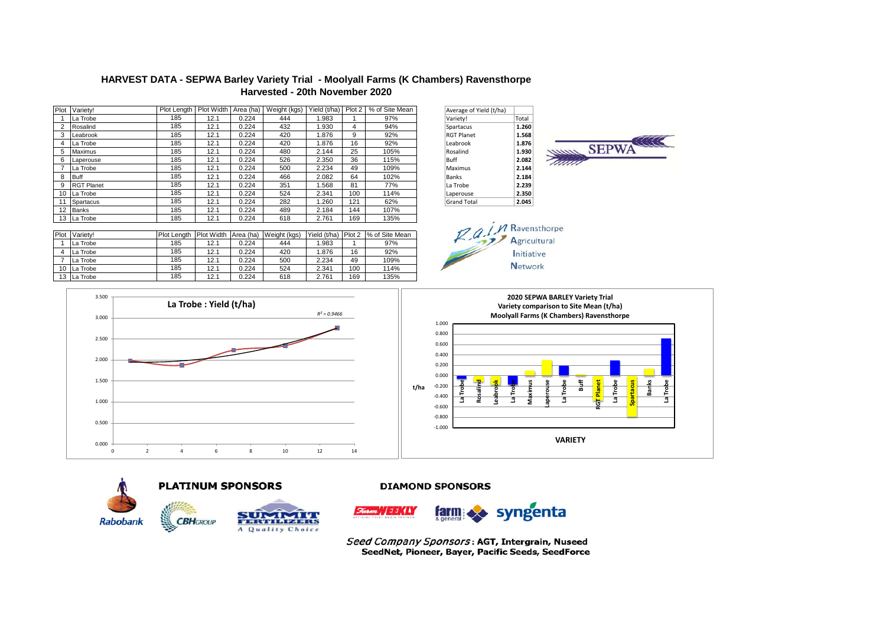# HARVEST DATA - SEPWA Barley Variety Trial - Moolyall Farms (K Chambers) Ravensthorpe

## Harvested - 20th November 2020

| Plot | Variety! | Plot Length | Plot Width | Area (ha) | Weight (kgs) | Yield (t/ha) | Plot 2 | % of Site Mean |
|---|---|---|---|---|---|---|---|---|
| 1 | La Trobe | 185 | 12.1 | 0.224 | 444 | 1.983 | 1 | 97% |
| 2 | Rosalind | 185 | 12.1 | 0.224 | 432 | 1.930 | 4 | 94% |
| 3 | Leabrook | 185 | 12.1 | 0.224 | 420 | 1.876 | 9 | 92% |
| 4 | La Trobe | 185 | 12.1 | 0.224 | 420 | 1.876 | 16 | 92% |
| 5 | Maximus | 185 | 12.1 | 0.224 | 480 | 2.144 | 25 | 105% |
| 6 | Laperouse | 185 | 12.1 | 0.224 | 526 | 2.350 | 36 | 115% |
| 7 | La Trobe | 185 | 12.1 | 0.224 | 500 | 2.234 | 49 | 109% |
| 8 | Buff | 185 | 12.1 | 0.224 | 466 | 2.082 | 64 | 102% |
| 9 | RGT Planet | 185 | 12.1 | 0.224 | 351 | 1.568 | 81 | 77% |
| 10 | La Trobe | 185 | 12.1 | 0.224 | 524 | 2.341 | 100 | 114% |
| 11 | Spartacus | 185 | 12.1 | 0.224 | 282 | 1.260 | 121 | 62% |
| 12 | Banks | 185 | 12.1 | 0.224 | 489 | 2.184 | 144 | 107% |
| 13 | La Trobe | 185 | 12.1 | 0.224 | 618 | 2.761 | 169 | 135% |

| Average of Yield (t/ha) | |
|---|---|
| Variety! | Total |
| Spartacus | 1.260 |
| RGT Planet | 1.568 |
| Leabrook | 1.876 |
| Rosalind | 1.930 |
| Buff | 2.082 |
| Maximus | 2.144 |
| Banks | 2.184 |
| La Trobe | 2.239 |
| Laperouse | 2.350 |
| Grand Total | 2.045 |

| Plot | Variety! | Plot Length | Plot Width | Area (ha) | Weight (kgs) | Yield (t/ha) | Plot 2 | % of Site Mean |
|---|---|---|---|---|---|---|---|---|
| 1 | La Trobe | 185 | 12.1 | 0.224 | 444 | 1.983 | 1 | 97% |
| 4 | La Trobe | 185 | 12.1 | 0.224 | 420 | 1.876 | 16 | 92% |
| 7 | La Trobe | 185 | 12.1 | 0.224 | 500 | 2.234 | 49 | 109% |
| 10 | La Trobe | 185 | 12.1 | 0.224 | 524 | 2.341 | 100 | 114% |
| 13 | La Trobe | 185 | 12.1 | 0.224 | 618 | 2.761 | 169 | 135% |

SEPWA

Rain Ravensthorpe Agricultural Initiative Network

**La Trobe : Yield (t/ha)** — $R^2 = 0.9466$

**2020 SEPWA BARLEY Variety Trial**
**Variety comparison to Site Mean (t/ha)**
**Moolyall Farms (K Chambers) Ravensthorpe**

**PLATINUM SPONSORS**

Rabobank, CBH Group, Summit Fertilizers – A Quality Choice

**DIAMOND SPONSORS**

Farm Weekly, farm & general, syngenta

*Seed Company Sponsors*: **AGT, Intergrain, Nuseed SeedNet, Pioneer, Bayer, Pacific Seeds, SeedForce**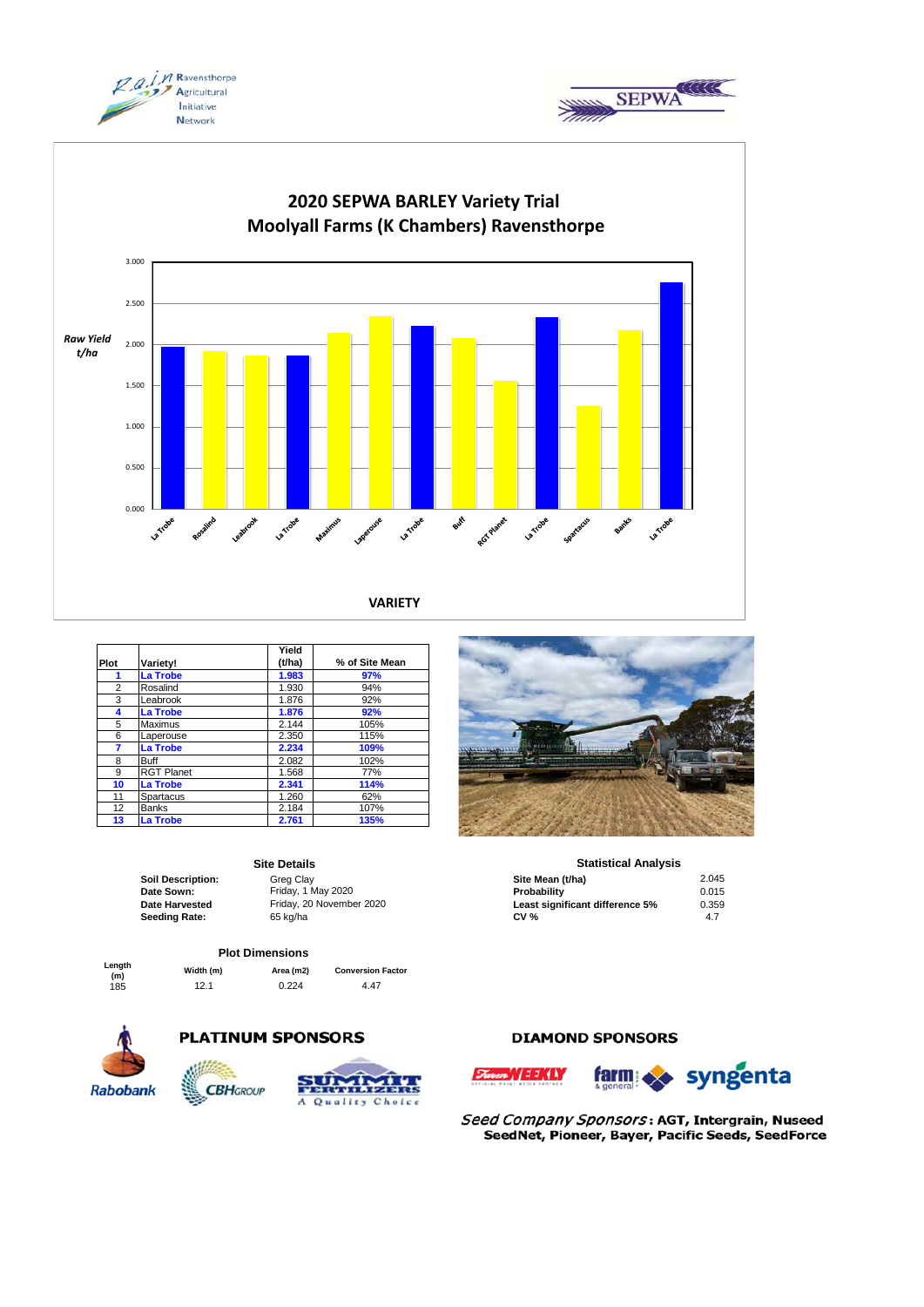# 2020 SEPWA BARLEY Variety Trial
## Moolyall Farms (K Chambers) Ravensthorpe

| Plot | Variety! | Yield (t/ha) | % of Site Mean |
|---|---|---|---|
| **1** | **La Trobe** | **1.983** | **97%** |
| 2 | Rosalind | 1.930 | 94% |
| 3 | Leabrook | 1.876 | 92% |
| **4** | **La Trobe** | **1.876** | **92%** |
| 5 | Maximus | 2.144 | 105% |
| 6 | Laperouse | 2.350 | 115% |
| **7** | **La Trobe** | **2.234** | **109%** |
| 8 | Buff | 2.082 | 102% |
| 9 | RGT Planet | 1.568 | 77% |
| **10** | **La Trobe** | **2.341** | **114%** |
| 11 | Spartacus | 1.260 | 62% |
| 12 | Banks | 2.184 | 107% |
| **13** | **La Trobe** | **2.761** | **135%** |

### Site Details

| | |
|---|---|
| **Soil Description:** | Greg Clay |
| **Date Sown:** | Friday, 1 May 2020 |
| **Date Harvested** | Friday, 20 November 2020 |
| **Seeding Rate:** | 65 kg/ha |

### Statistical Analysis

| | |
|---|---|
| **Site Mean (t/ha)** | 2.045 |
| **Probability** | 0.015 |
| **Least significant difference 5%** | 0.359 |
| **CV %** | 4.7 |

### Plot Dimensions

| Length (m) | Width (m) | Area (m2) | Conversion Factor |
|---|---|---|---|
| 185 | 12.1 | 0.224 | 4.47 |

**PLATINUM SPONSORS**

Rabobank, CBH Group, Summit Fertilizers – A Quality Choice

**DIAMOND SPONSORS**

Farm Weekly, farm & general, syngenta

*Seed Company Sponsors*: **AGT, Intergrain, Nuseed SeedNet, Pioneer, Bayer, Pacific Seeds, SeedForce**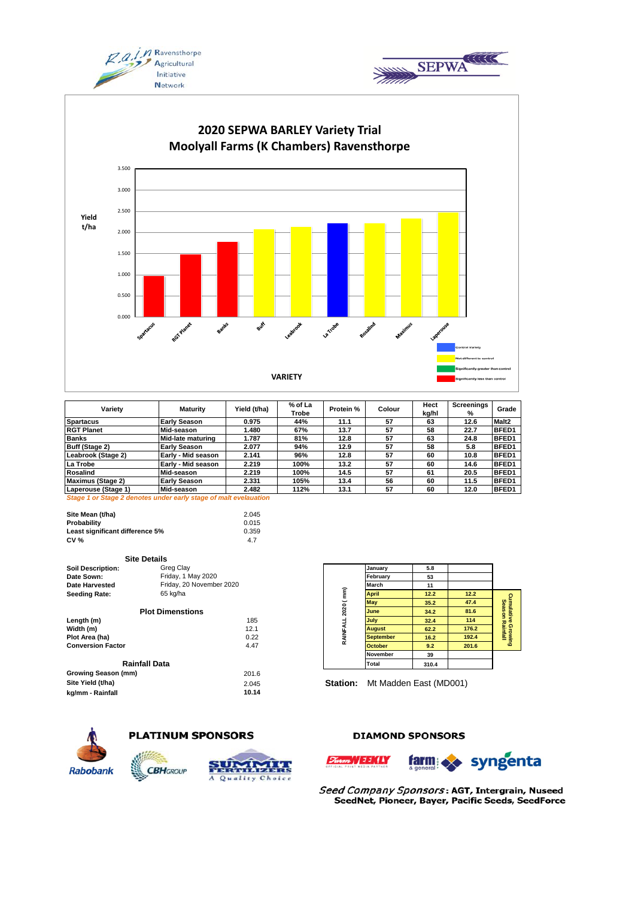Ravensthorpe Agricultural Initiative Network

SEPWA

# 2020 SEPWA BARLEY Variety Trial
## Moolyall Farms (K Chambers) Ravensthorpe

Yield t/ha

3.500
3.000
2.500
2.000
1.500
1.000
0.500
0.000

Spartacus
RGT Planet
Banks
Buff
Leabrook
La Trobe
Rosalind
Maximus
Laperouse

VARIETY

Control Variety
Not different to control
Significantly greater than control
Significantly less than control

| Variety | Maturity | Yield (t/ha) | % of La Trobe | Protein % | Colour | Hect kg/hl | Screenings % | Grade |
|---|---|---|---|---|---|---|---|---|
| **Spartacus** | **Early Season** | 0.975 | 44% | 11.1 | 57 | 63 | 12.6 | Malt2 |
| **RGT Planet** | **Mid-season** | 1.480 | 67% | 13.7 | 57 | 58 | 22.7 | BFED1 |
| **Banks** | **Mid-late maturing** | 1.787 | 81% | 12.8 | 57 | 63 | 24.8 | BFED1 |
| **Buff (Stage 2)** | **Early Season** | 2.077 | 94% | 12.9 | 57 | 58 | 5.8 | BFED1 |
| **Leabrook (Stage 2)** | **Early - Mid season** | 2.141 | 96% | 12.8 | 57 | 60 | 10.8 | BFED1 |
| **La Trobe** | **Early - Mid season** | 2.219 | 100% | 13.2 | 57 | 60 | 14.6 | BFED1 |
| **Rosalind** | **Mid-season** | 2.219 | 100% | 14.5 | 57 | 61 | 20.5 | BFED1 |
| **Maximus (Stage 2)** | **Early Season** | 2.331 | 105% | 13.4 | 56 | 60 | 11.5 | BFED1 |
| **Laperouse (Stage 1)** | **Mid-season** | 2.482 | 112% | 13.1 | 57 | 60 | 12.0 | BFED1 |

*Stage 1 or Stage 2 denotes under early stage of malt evelauation*

| | |
|---|---|
| **Site Mean (t/ha)** | 2.045 |
| **Probability** | 0.015 |
| **Least significant difference 5%** | 0.359 |
| **CV %** | 4.7 |

### Site Details

| | |
|---|---|
| **Soil Description:** | Greg Clay |
| **Date Sown:** | Friday, 1 May 2020 |
| **Date Harvested** | Friday, 20 November 2020 |
| **Seeding Rate:** | 65 kg/ha |

### Plot Dimentions

| | |
|---|---|
| **Length (m)** | 185 |
| **Width (m)** | 12.1 |
| **Plot Area (ha)** | 0.22 |
| **Conversion Factor** | 4.47 |

### Rainfall Data

| | |
|---|---|
| **Growing Season (mm)** | 201.6 |
| **Site Yield (t/ha)** | 2.045 |
| **kg/mm - Rainfall** | 10.14 |

RAINFALL 2020 ( mm)

| Month | Rainfall | Cumulative Growing Season Rainfall |
|---|---|---|
| January | 5.8 | |
| February | 53 | |
| March | 11 | |
| April | 12.2 | 12.2 |
| May | 35.2 | 47.4 |
| June | 34.2 | 81.6 |
| July | 32.4 | 114 |
| August | 62.2 | 176.2 |
| September | 16.2 | 192.4 |
| October | 9.2 | 201.6 |
| November | 39 | |
| Total | 310.4 | |

**Station:** Mt Madden East (MD001)

**PLATINUM SPONSORS**

Rabobank, CBH GROUP, SUMMIT FERTILIZERS A Quality Choice

**DIAMOND SPONSORS**

Farm Weekly, farm & general, syngenta

*Seed Company Sponsors*: **AGT, Intergrain, Nuseed SeedNet, Pioneer, Bayer, Pacific Seeds, SeedForce**